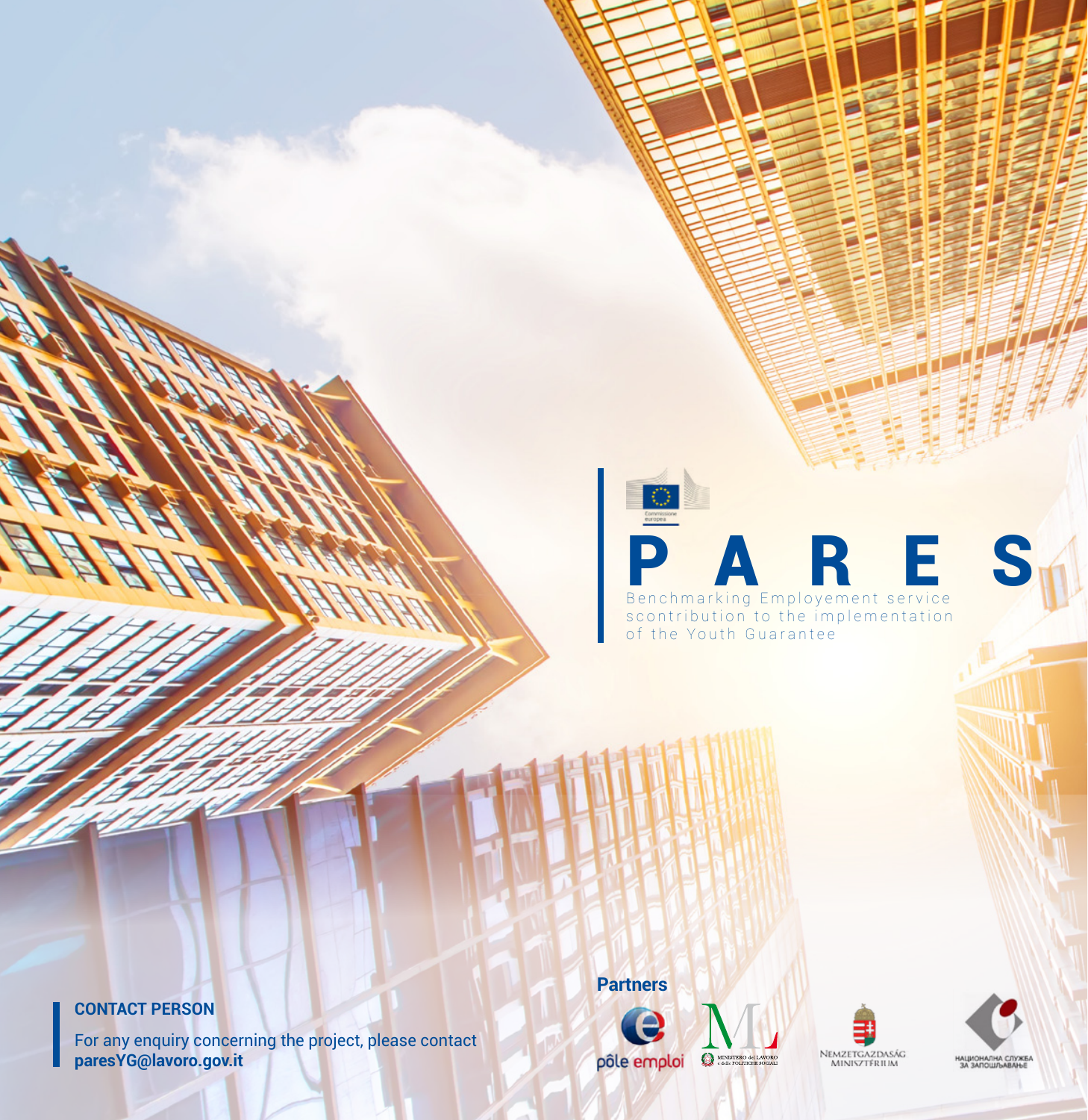# P A R E S

Benchmarking Employement service scontribution to the implementation of the Youth Guarantee

**CONTACT PERSON**

For any enquiry concerning the project, please contact
**paresYG@lavoro.gov.it**

**Partners**

pôle emploi

MINISTERO del LAVORO e delle POLITICHE SOCIALI

NEMZETGAZDASÁG MINISZTÉRIUM

НАЦИОНАЛНА СЛУЖБА ЗА ЗАПОШЉАВАЊЕ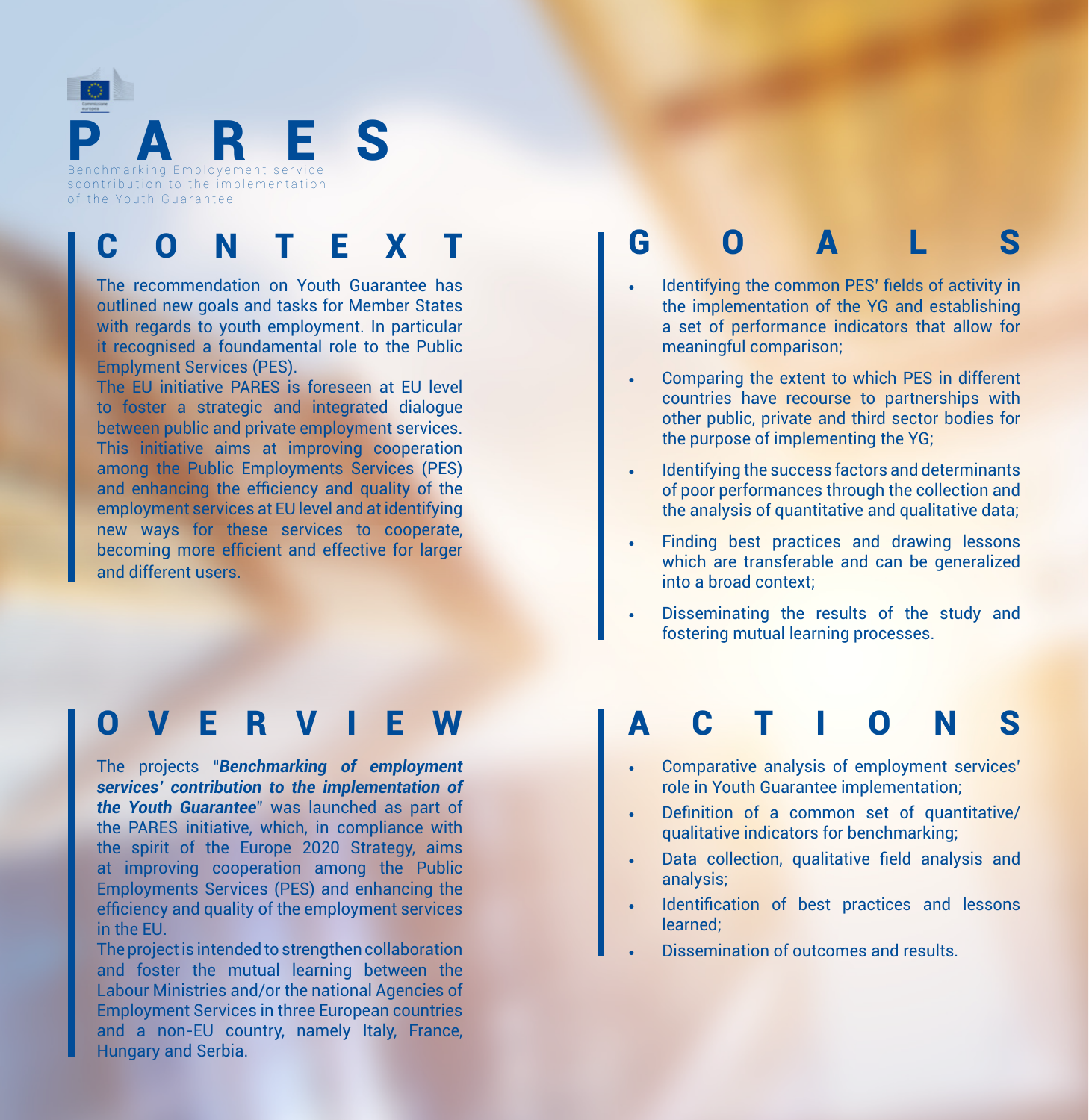# PARES

Benchmarking Employement service scontribution to the implementation of the Youth Guarantee

## CONTEXT

The recommendation on Youth Guarantee has outlined new goals and tasks for Member States with regards to youth employment. In particular it recognised a foundamental role to the Public Emplyment Services (PES).

The EU initiative PARES is foreseen at EU level to foster a strategic and integrated dialogue between public and private employment services. This initiative aims at improving cooperation among the Public Employments Services (PES) and enhancing the efficiency and quality of the employment services at EU level and at identifying new ways for these services to cooperate, becoming more efficient and effective for larger and different users.

## GOALS

- Identifying the common PES' fields of activity in the implementation of the YG and establishing a set of performance indicators that allow for meaningful comparison;
- Comparing the extent to which PES in different countries have recourse to partnerships with other public, private and third sector bodies for the purpose of implementing the YG;
- Identifying the success factors and determinants of poor performances through the collection and the analysis of quantitative and qualitative data;
- Finding best practices and drawing lessons which are transferable and can be generalized into a broad context;
- Disseminating the results of the study and fostering mutual learning processes.

## OVERVIEW

The projects "***Benchmarking of employment services' contribution to the implementation of the Youth Guarantee***" was launched as part of the PARES initiative, which, in compliance with the spirit of the Europe 2020 Strategy, aims at improving cooperation among the Public Employments Services (PES) and enhancing the efficiency and quality of the employment services in the EU.

The project is intended to strengthen collaboration and foster the mutual learning between the Labour Ministries and/or the national Agencies of Employment Services in three European countries and a non-EU country, namely Italy, France, Hungary and Serbia.

## ACTIONS

- Comparative analysis of employment services' role in Youth Guarantee implementation;
- Definition of a common set of quantitative/ qualitative indicators for benchmarking;
- Data collection, qualitative field analysis and analysis;
- Identification of best practices and lessons learned;
- Dissemination of outcomes and results.